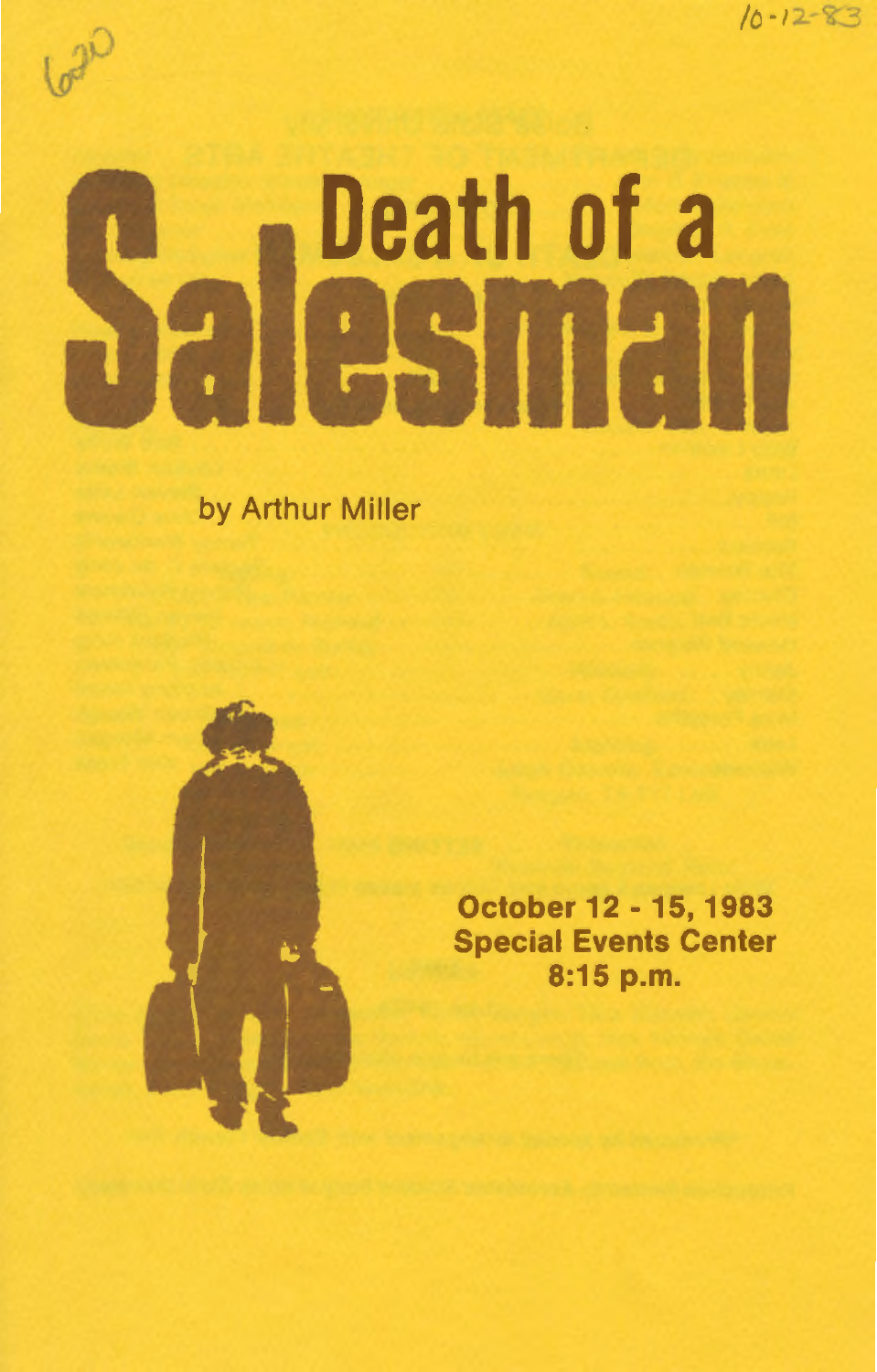10-12-83

620

# Death of a Salesman

by Arthur Miller

**October 12 - 15, 1983**
**Special Events Center**
**8:15 p.m.**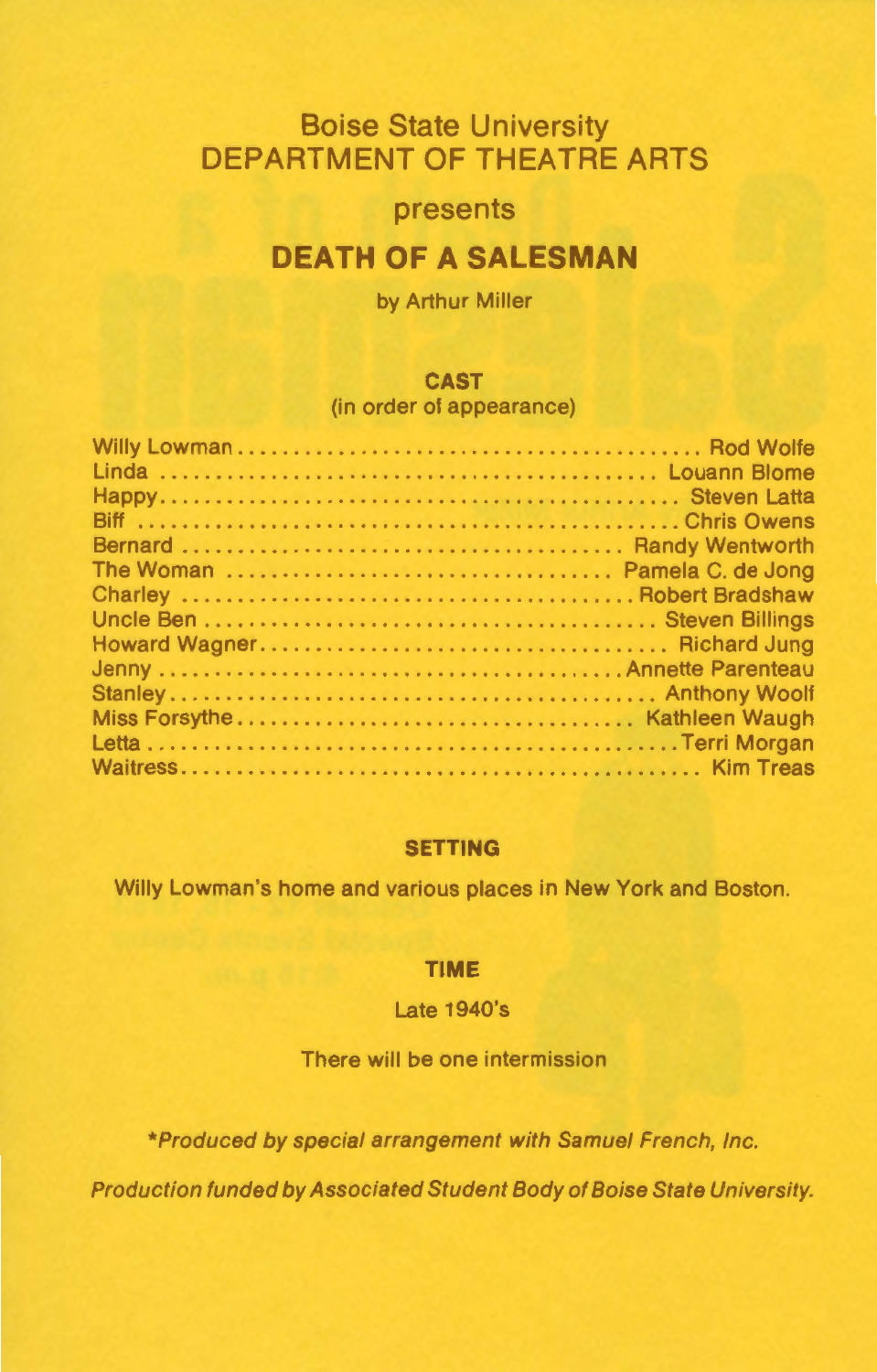## Boise State University
## DEPARTMENT OF THEATRE ARTS

presents

# DEATH OF A SALESMAN

by Arthur Miller

**CAST**
(in order of appearance)

| | |
|---|---|
| Willy Lowman | Rod Wolfe |
| Linda | Louann Blome |
| Happy | Steven Latta |
| Biff | Chris Owens |
| Bernard | Randy Wentworth |
| The Woman | Pamela C. de Jong |
| Charley | Robert Bradshaw |
| Uncle Ben | Steven Billings |
| Howard Wagner | Richard Jung |
| Jenny | Annette Parenteau |
| Stanley | Anthony Woolf |
| Miss Forsythe | Kathleen Waugh |
| Letta | Terri Morgan |
| Waitress | Kim Treas |

**SETTING**

Willy Lowman's home and various places in New York and Boston.

**TIME**

Late 1940's

There will be one intermission

*\*Produced by special arrangement with Samuel French, Inc.*

*Production funded by Associated Student Body of Boise State University.*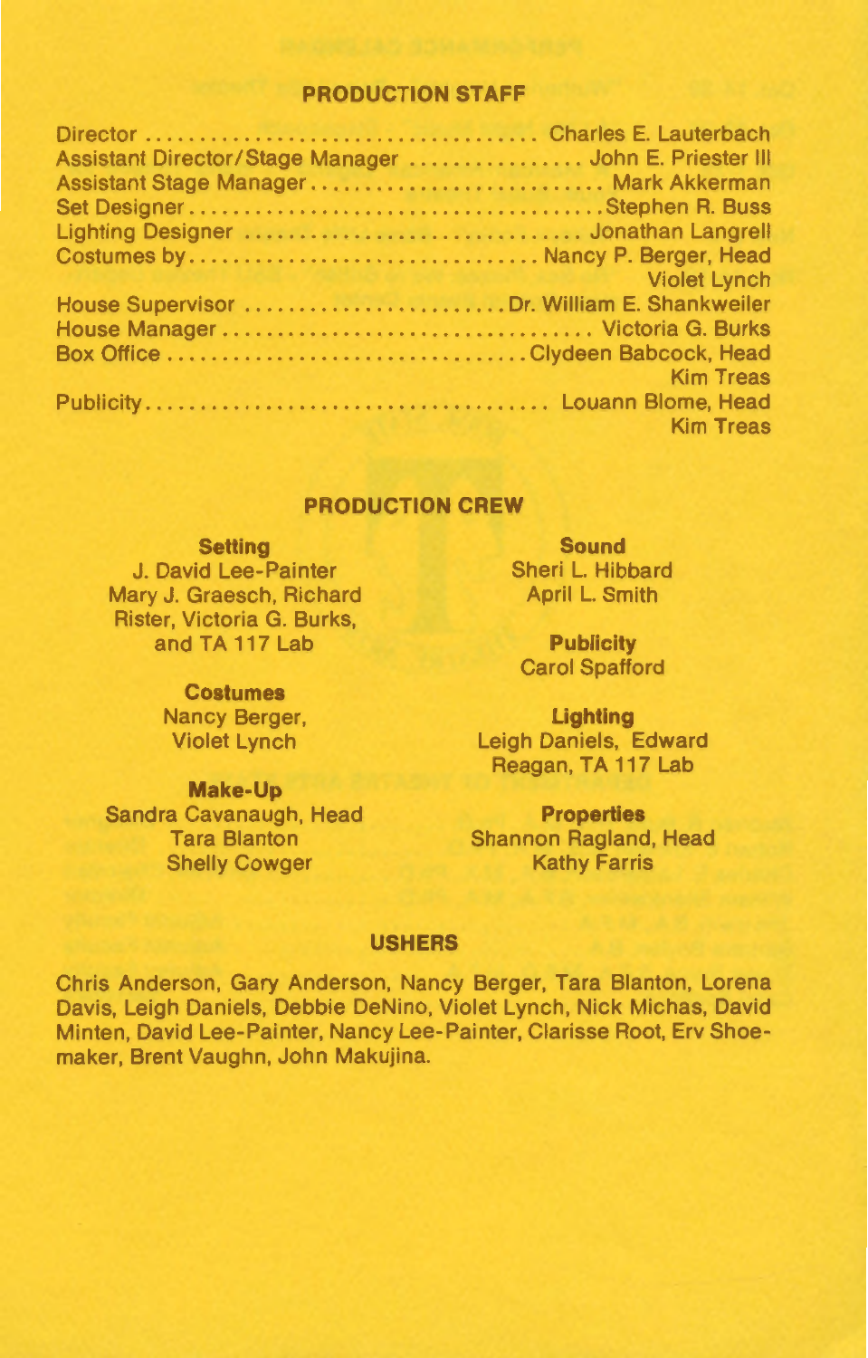## PRODUCTION STAFF

| Role | Name |
|---|---|
| Director | Charles E. Lauterbach |
| Assistant Director/Stage Manager | John E. Priester III |
| Assistant Stage Manager | Mark Akkerman |
| Set Designer | Stephen R. Buss |
| Lighting Designer | Jonathan Langrell |
| Costumes by | Nancy P. Berger, Head<br>Violet Lynch |
| House Supervisor | Dr. William E. Shankweiler |
| House Manager | Victoria G. Burks |
| Box Office | Clydeen Babcock, Head<br>Kim Treas |
| Publicity | Louann Blome, Head<br>Kim Treas |

## PRODUCTION CREW

**Setting**
J. David Lee-Painter
Mary J. Graesch, Richard Rister, Victoria G. Burks, and TA 117 Lab

**Costumes**
Nancy Berger,
Violet Lynch

**Make-Up**
Sandra Cavanaugh, Head
Tara Blanton
Shelly Cowger

**Sound**
Sheri L. Hibbard
April L. Smith

**Publicity**
Carol Spafford

**Lighting**
Leigh Daniels, Edward Reagan, TA 117 Lab

**Properties**
Shannon Ragland, Head
Kathy Farris

## USHERS

Chris Anderson, Gary Anderson, Nancy Berger, Tara Blanton, Lorena Davis, Leigh Daniels, Debbie DeNino, Violet Lynch, Nick Michas, David Minten, David Lee-Painter, Nancy Lee-Painter, Clarisse Root, Erv Shoemaker, Brent Vaughn, John Makujina.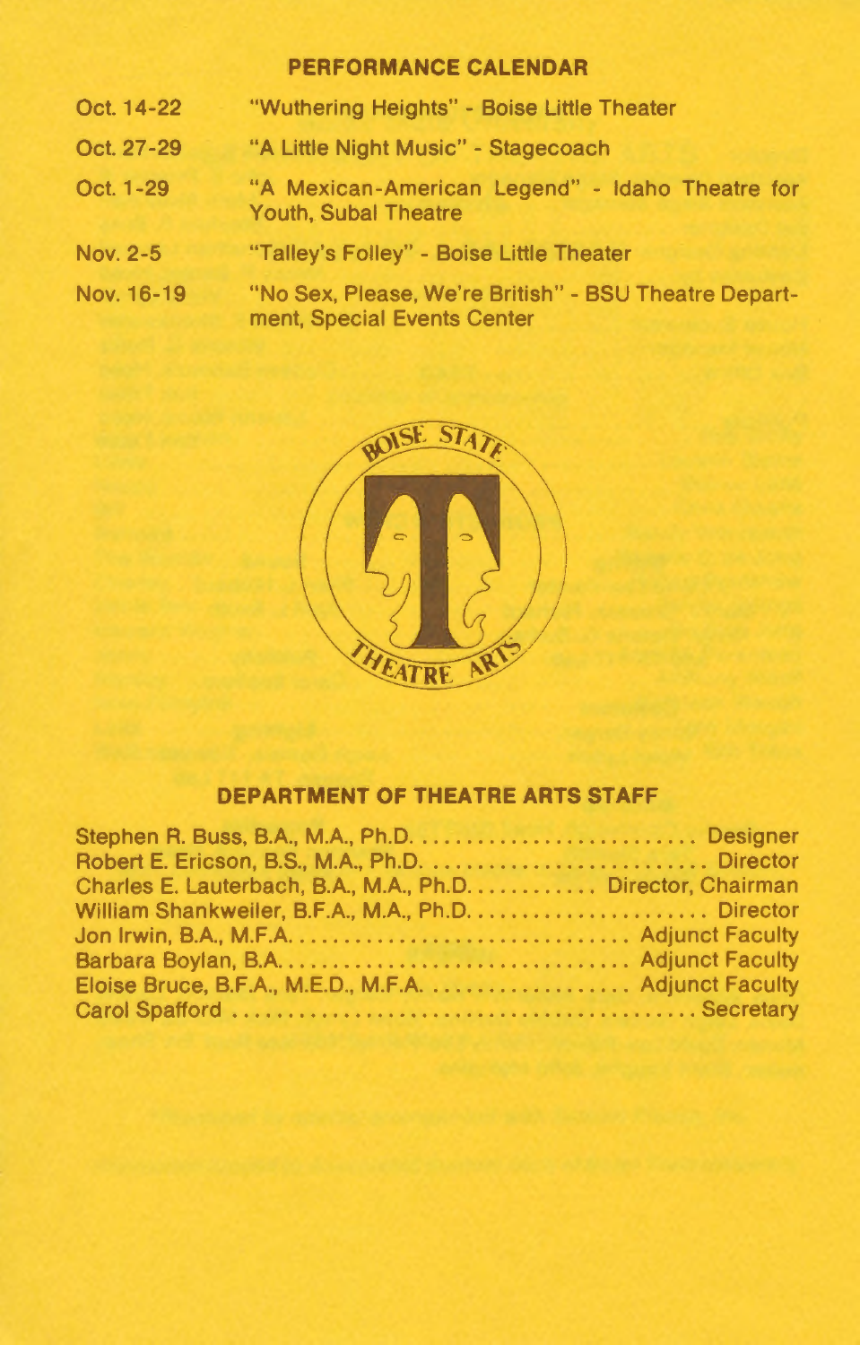## PERFORMANCE CALENDAR

| | |
|---|---|
| Oct. 14-22 | "Wuthering Heights" - Boise Little Theater |
| Oct. 27-29 | "A Little Night Music" - Stagecoach |
| Oct. 1-29 | "A Mexican-American Legend" - Idaho Theatre for Youth, Subal Theatre |
| Nov. 2-5 | "Talley's Folley" - Boise Little Theater |
| Nov. 16-19 | "No Sex, Please, We're British" - BSU Theatre Department, Special Events Center |

BOISE STATE THEATRE ARTS

## DEPARTMENT OF THEATRE ARTS STAFF

Stephen R. Buss, B.A., M.A., Ph.D. .......................... Designer
Robert E. Ericson, B.S., M.A., Ph.D. .......................... Director
Charles E. Lauterbach, B.A., M.A., Ph.D. ............ Director, Chairman
William Shankweiler, B.F.A., M.A., Ph.D. ...................... Director
Jon Irwin, B.A., M.F.A. ............................... Adjunct Faculty
Barbara Boylan, B.A. ................................ Adjunct Faculty
Eloise Bruce, B.F.A., M.E.D., M.F.A. .................. Adjunct Faculty
Carol Spafford .......................................... Secretary